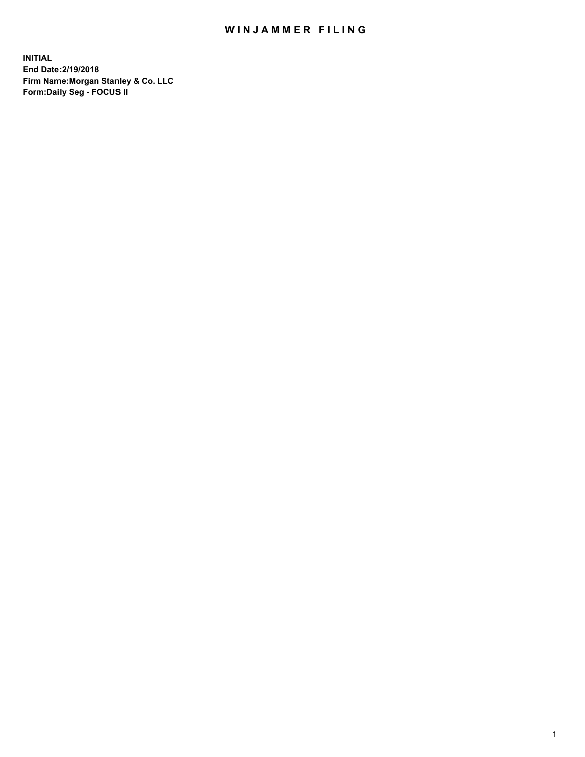# WINJAMMER FILING

**INITIAL**
**End Date:2/19/2018**
**Firm Name:Morgan Stanley & Co. LLC**
**Form:Daily Seg - FOCUS II**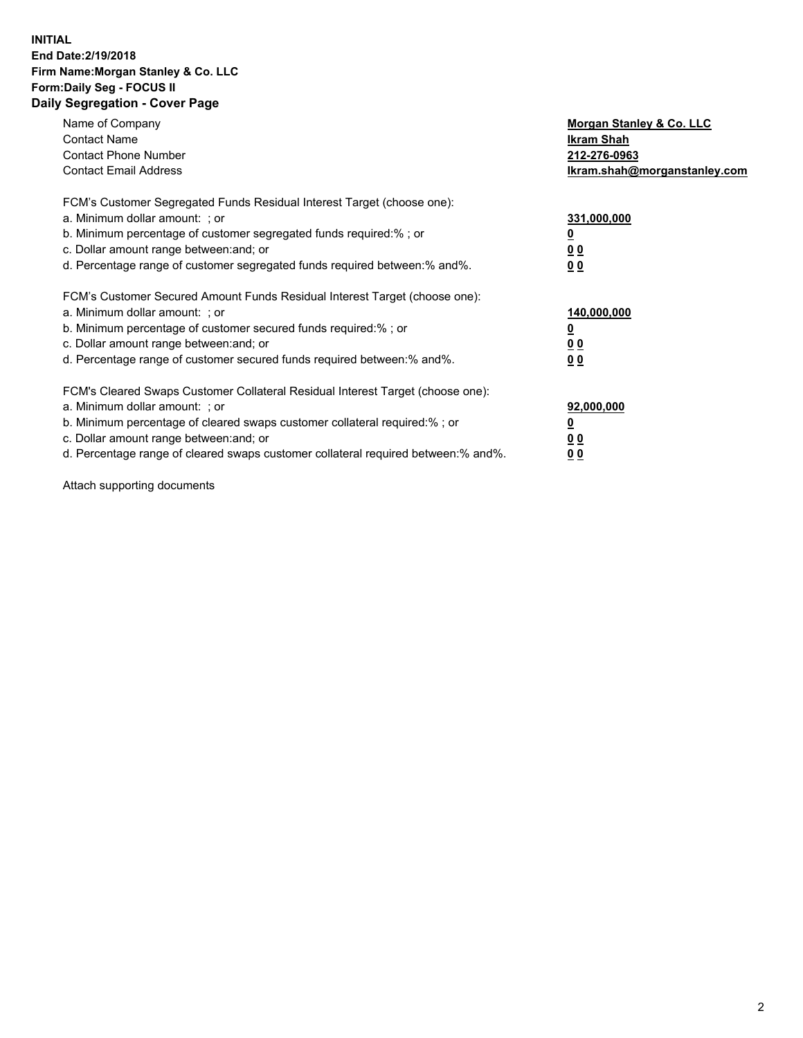**INITIAL**
**End Date:2/19/2018**
**Firm Name:Morgan Stanley & Co. LLC**
**Form:Daily Seg - FOCUS II**
**Daily Segregation - Cover Page**

| | |
|---|---|
| Name of Company | **Morgan Stanley & Co. LLC** |
| Contact Name | **Ikram Shah** |
| Contact Phone Number | **212-276-0963** |
| Contact Email Address | **Ikram.shah@morganstanley.com** |

| | |
|---|---|
| FCM's Customer Segregated Funds Residual Interest Target (choose one): | |
| a. Minimum dollar amount: ; or | **331,000,000** |
| b. Minimum percentage of customer segregated funds required:% ; or | **0** |
| c. Dollar amount range between:and; or | **0 0** |
| d. Percentage range of customer segregated funds required between:% and%. | **0 0** |
| FCM's Customer Secured Amount Funds Residual Interest Target (choose one): | |
| a. Minimum dollar amount: ; or | **140,000,000** |
| b. Minimum percentage of customer secured funds required:% ; or | **0** |
| c. Dollar amount range between:and; or | **0 0** |
| d. Percentage range of customer secured funds required between:% and%. | **0 0** |
| FCM's Cleared Swaps Customer Collateral Residual Interest Target (choose one): | |
| a. Minimum dollar amount: ; or | **92,000,000** |
| b. Minimum percentage of cleared swaps customer collateral required:% ; or | **0** |
| c. Dollar amount range between:and; or | **0 0** |
| d. Percentage range of cleared swaps customer collateral required between:% and%. | **0 0** |

Attach supporting documents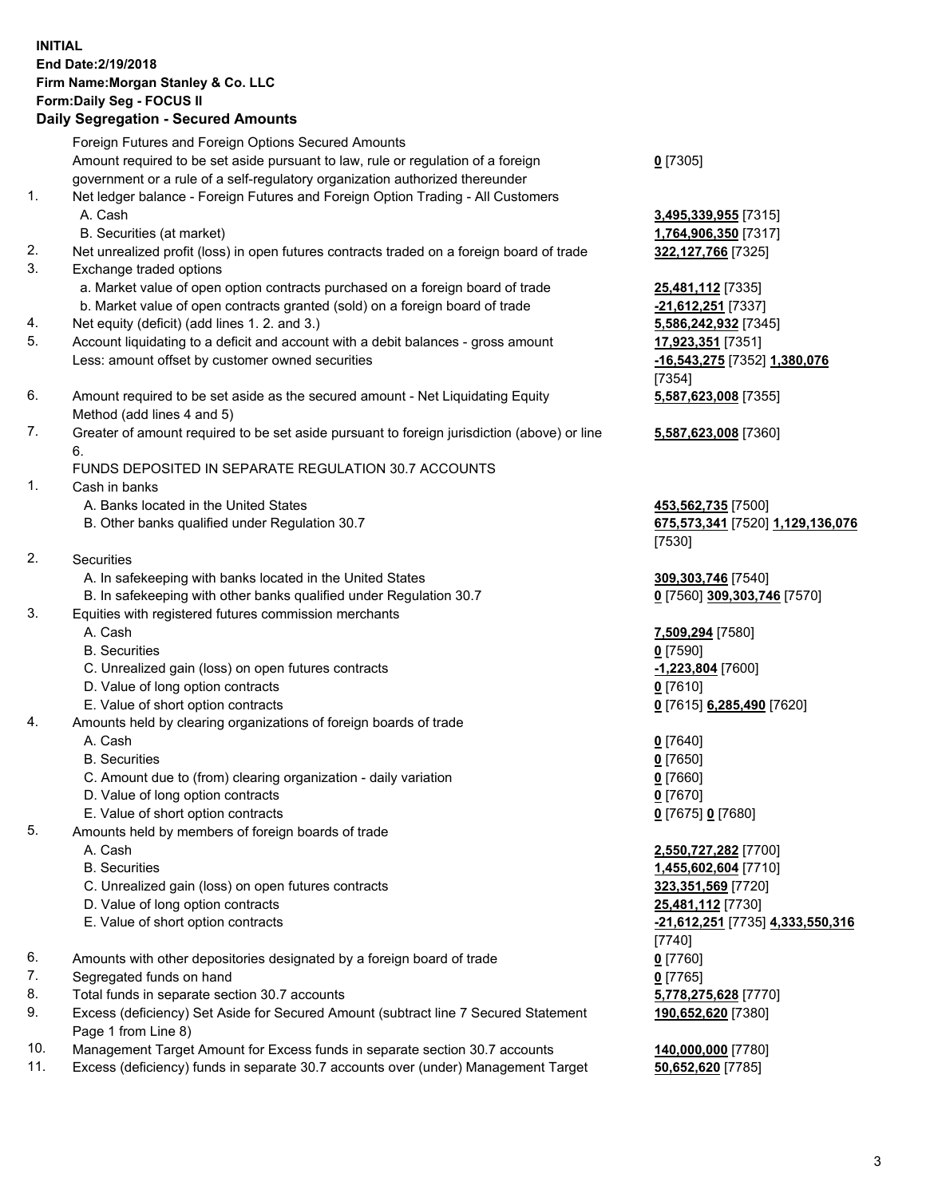**INITIAL**
**End Date:2/19/2018**
**Firm Name:Morgan Stanley & Co. LLC**
**Form:Daily Seg - FOCUS II**
**Daily Segregation - Secured Amounts**

| | | |
|---|---|---|
| | Foreign Futures and Foreign Options Secured Amounts | |
| | Amount required to be set aside pursuant to law, rule or regulation of a foreign government or a rule of a self-regulatory organization authorized thereunder | **0** [7305] |
| 1. | Net ledger balance - Foreign Futures and Foreign Option Trading - All Customers | |
| | A. Cash | **3,495,339,955** [7315] |
| | B. Securities (at market) | **1,764,906,350** [7317] |
| 2. | Net unrealized profit (loss) in open futures contracts traded on a foreign board of trade | **322,127,766** [7325] |
| 3. | Exchange traded options | |
| | a. Market value of open option contracts purchased on a foreign board of trade | **25,481,112** [7335] |
| | b. Market value of open contracts granted (sold) on a foreign board of trade | **-21,612,251** [7337] |
| 4. | Net equity (deficit) (add lines 1. 2. and 3.) | **5,586,242,932** [7345] |
| 5. | Account liquidating to a deficit and account with a debit balances - gross amount | **17,923,351** [7351] |
| | Less: amount offset by customer owned securities | **-16,543,275** [7352] **1,380,076** [7354] |
| 6. | Amount required to be set aside as the secured amount - Net Liquidating Equity Method (add lines 4 and 5) | **5,587,623,008** [7355] |
| 7. | Greater of amount required to be set aside pursuant to foreign jurisdiction (above) or line 6. | **5,587,623,008** [7360] |
| | FUNDS DEPOSITED IN SEPARATE REGULATION 30.7 ACCOUNTS | |
| 1. | Cash in banks | |
| | A. Banks located in the United States | **453,562,735** [7500] |
| | B. Other banks qualified under Regulation 30.7 | **675,573,341** [7520] **1,129,136,076** [7530] |
| 2. | Securities | |
| | A. In safekeeping with banks located in the United States | **309,303,746** [7540] |
| | B. In safekeeping with other banks qualified under Regulation 30.7 | **0** [7560] **309,303,746** [7570] |
| 3. | Equities with registered futures commission merchants | |
| | A. Cash | **7,509,294** [7580] |
| | B. Securities | **0** [7590] |
| | C. Unrealized gain (loss) on open futures contracts | **-1,223,804** [7600] |
| | D. Value of long option contracts | **0** [7610] |
| | E. Value of short option contracts | **0** [7615] **6,285,490** [7620] |
| 4. | Amounts held by clearing organizations of foreign boards of trade | |
| | A. Cash | **0** [7640] |
| | B. Securities | **0** [7650] |
| | C. Amount due to (from) clearing organization - daily variation | **0** [7660] |
| | D. Value of long option contracts | **0** [7670] |
| | E. Value of short option contracts | **0** [7675] **0** [7680] |
| 5. | Amounts held by members of foreign boards of trade | |
| | A. Cash | **2,550,727,282** [7700] |
| | B. Securities | **1,455,602,604** [7710] |
| | C. Unrealized gain (loss) on open futures contracts | **323,351,569** [7720] |
| | D. Value of long option contracts | **25,481,112** [7730] |
| | E. Value of short option contracts | **-21,612,251** [7735] **4,333,550,316** [7740] |
| 6. | Amounts with other depositories designated by a foreign board of trade | **0** [7760] |
| 7. | Segregated funds on hand | **0** [7765] |
| 8. | Total funds in separate section 30.7 accounts | **5,778,275,628** [7770] |
| 9. | Excess (deficiency) Set Aside for Secured Amount (subtract line 7 Secured Statement Page 1 from Line 8) | **190,652,620** [7380] |
| 10. | Management Target Amount for Excess funds in separate section 30.7 accounts | **140,000,000** [7780] |
| 11. | Excess (deficiency) funds in separate 30.7 accounts over (under) Management Target | **50,652,620** [7785] |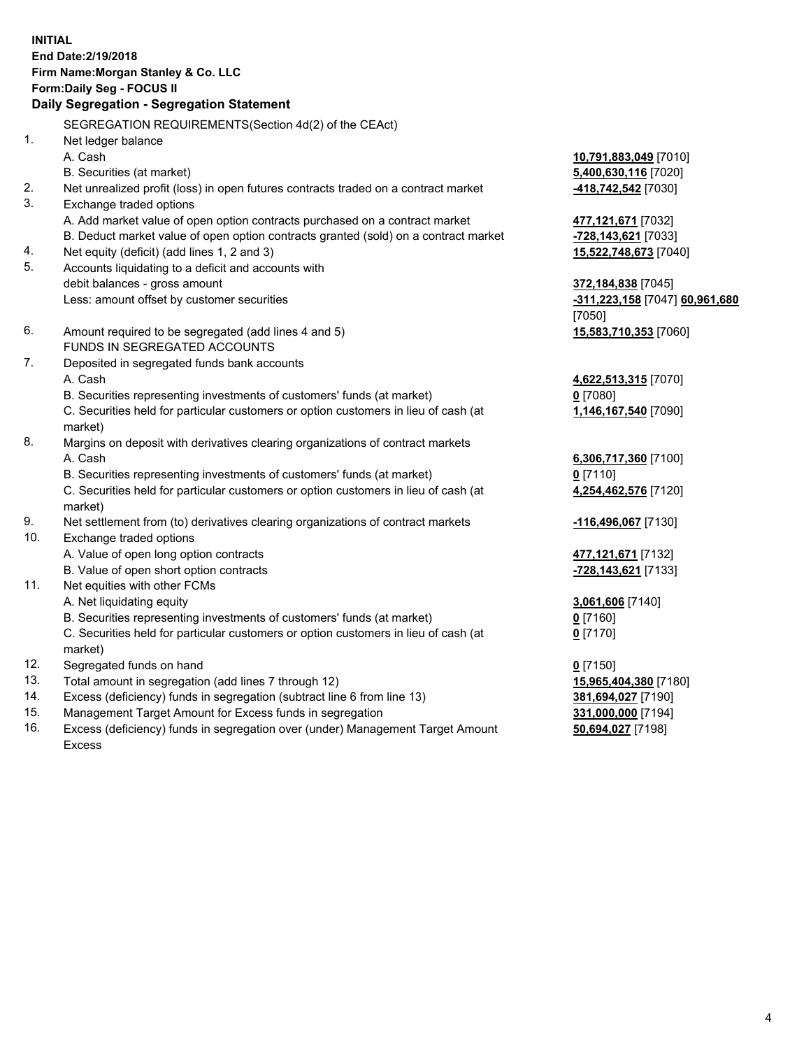**INITIAL**
**End Date:2/19/2018**
**Firm Name:Morgan Stanley & Co. LLC**
**Form:Daily Seg - FOCUS II**
**Daily Segregation - Segregation Statement**

SEGREGATION REQUIREMENTS(Section 4d(2) of the CEAct)

| | | |
|---|---|---|
| 1. | Net ledger balance | |
| | A. Cash | **10,791,883,049** [7010] |
| | B. Securities (at market) | **5,400,630,116** [7020] |
| 2. | Net unrealized profit (loss) in open futures contracts traded on a contract market | **-418,742,542** [7030] |
| 3. | Exchange traded options | |
| | A. Add market value of open option contracts purchased on a contract market | **477,121,671** [7032] |
| | B. Deduct market value of open option contracts granted (sold) on a contract market | **-728,143,621** [7033] |
| 4. | Net equity (deficit) (add lines 1, 2 and 3) | **15,522,748,673** [7040] |
| 5. | Accounts liquidating to a deficit and accounts with | |
| | debit balances - gross amount | **372,184,838** [7045] |
| | Less: amount offset by customer securities | **-311,223,158** [7047] **60,961,680** [7050] |
| 6. | Amount required to be segregated (add lines 4 and 5) | **15,583,710,353** [7060] |
| | FUNDS IN SEGREGATED ACCOUNTS | |
| 7. | Deposited in segregated funds bank accounts | |
| | A. Cash | **4,622,513,315** [7070] |
| | B. Securities representing investments of customers' funds (at market) | **0** [7080] |
| | C. Securities held for particular customers or option customers in lieu of cash (at market) | **1,146,167,540** [7090] |
| 8. | Margins on deposit with derivatives clearing organizations of contract markets | |
| | A. Cash | **6,306,717,360** [7100] |
| | B. Securities representing investments of customers' funds (at market) | **0** [7110] |
| | C. Securities held for particular customers or option customers in lieu of cash (at market) | **4,254,462,576** [7120] |
| 9. | Net settlement from (to) derivatives clearing organizations of contract markets | **-116,496,067** [7130] |
| 10. | Exchange traded options | |
| | A. Value of open long option contracts | **477,121,671** [7132] |
| | B. Value of open short option contracts | **-728,143,621** [7133] |
| 11. | Net equities with other FCMs | |
| | A. Net liquidating equity | **3,061,606** [7140] |
| | B. Securities representing investments of customers' funds (at market) | **0** [7160] |
| | C. Securities held for particular customers or option customers in lieu of cash (at market) | **0** [7170] |
| 12. | Segregated funds on hand | **0** [7150] |
| 13. | Total amount in segregation (add lines 7 through 12) | **15,965,404,380** [7180] |
| 14. | Excess (deficiency) funds in segregation (subtract line 6 from line 13) | **381,694,027** [7190] |
| 15. | Management Target Amount for Excess funds in segregation | **331,000,000** [7194] |
| 16. | Excess (deficiency) funds in segregation over (under) Management Target Amount Excess | **50,694,027** [7198] |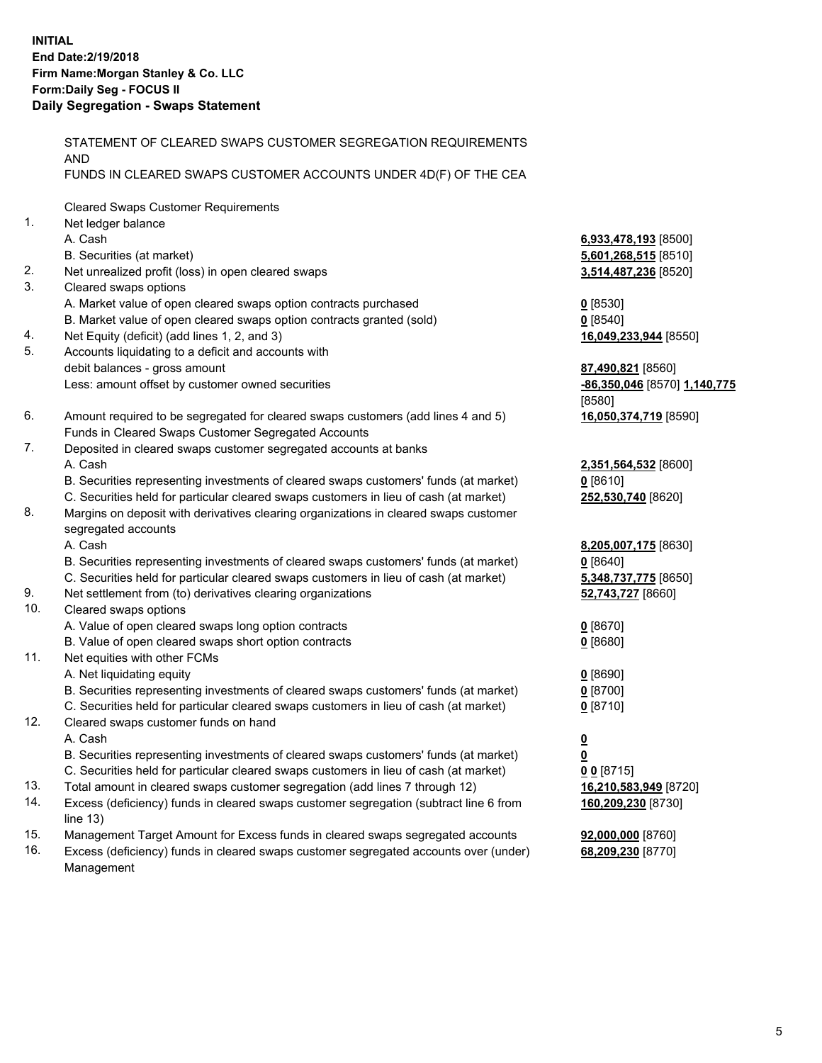**INITIAL**
**End Date:2/19/2018**
**Firm Name:Morgan Stanley & Co. LLC**
**Form:Daily Seg - FOCUS II**
**Daily Segregation - Swaps Statement**

STATEMENT OF CLEARED SWAPS CUSTOMER SEGREGATION REQUIREMENTS
AND
FUNDS IN CLEARED SWAPS CUSTOMER ACCOUNTS UNDER 4D(F) OF THE CEA

| | | |
|---|---|---|
| | Cleared Swaps Customer Requirements | |
| 1. | Net ledger balance | |
| | A. Cash | **6,933,478,193** [8500] |
| | B. Securities (at market) | **5,601,268,515** [8510] |
| 2. | Net unrealized profit (loss) in open cleared swaps | **3,514,487,236** [8520] |
| 3. | Cleared swaps options | |
| | A. Market value of open cleared swaps option contracts purchased | **0** [8530] |
| | B. Market value of open cleared swaps option contracts granted (sold) | **0** [8540] |
| 4. | Net Equity (deficit) (add lines 1, 2, and 3) | **16,049,233,944** [8550] |
| 5. | Accounts liquidating to a deficit and accounts with debit balances - gross amount | **87,490,821** [8560] |
| | Less: amount offset by customer owned securities | **-86,350,046** [8570] **1,140,775** [8580] |
| 6. | Amount required to be segregated for cleared swaps customers (add lines 4 and 5) | **16,050,374,719** [8590] |
| | Funds in Cleared Swaps Customer Segregated Accounts | |
| 7. | Deposited in cleared swaps customer segregated accounts at banks | |
| | A. Cash | **2,351,564,532** [8600] |
| | B. Securities representing investments of cleared swaps customers' funds (at market) | **0** [8610] |
| | C. Securities held for particular cleared swaps customers in lieu of cash (at market) | **252,530,740** [8620] |
| 8. | Margins on deposit with derivatives clearing organizations in cleared swaps customer segregated accounts | |
| | A. Cash | **8,205,007,175** [8630] |
| | B. Securities representing investments of cleared swaps customers' funds (at market) | **0** [8640] |
| | C. Securities held for particular cleared swaps customers in lieu of cash (at market) | **5,348,737,775** [8650] |
| 9. | Net settlement from (to) derivatives clearing organizations | **52,743,727** [8660] |
| 10. | Cleared swaps options | |
| | A. Value of open cleared swaps long option contracts | **0** [8670] |
| | B. Value of open cleared swaps short option contracts | **0** [8680] |
| 11. | Net equities with other FCMs | |
| | A. Net liquidating equity | **0** [8690] |
| | B. Securities representing investments of cleared swaps customers' funds (at market) | **0** [8700] |
| | C. Securities held for particular cleared swaps customers in lieu of cash (at market) | **0** [8710] |
| 12. | Cleared swaps customer funds on hand | |
| | A. Cash | **0** |
| | B. Securities representing investments of cleared swaps customers' funds (at market) | **0** |
| | C. Securities held for particular cleared swaps customers in lieu of cash (at market) | **0** **0** [8715] |
| 13. | Total amount in cleared swaps customer segregation (add lines 7 through 12) | **16,210,583,949** [8720] |
| 14. | Excess (deficiency) funds in cleared swaps customer segregation (subtract line 6 from line 13) | **160,209,230** [8730] |
| 15. | Management Target Amount for Excess funds in cleared swaps segregated accounts | **92,000,000** [8760] |
| 16. | Excess (deficiency) funds in cleared swaps customer segregated accounts over (under) Management | **68,209,230** [8770] |